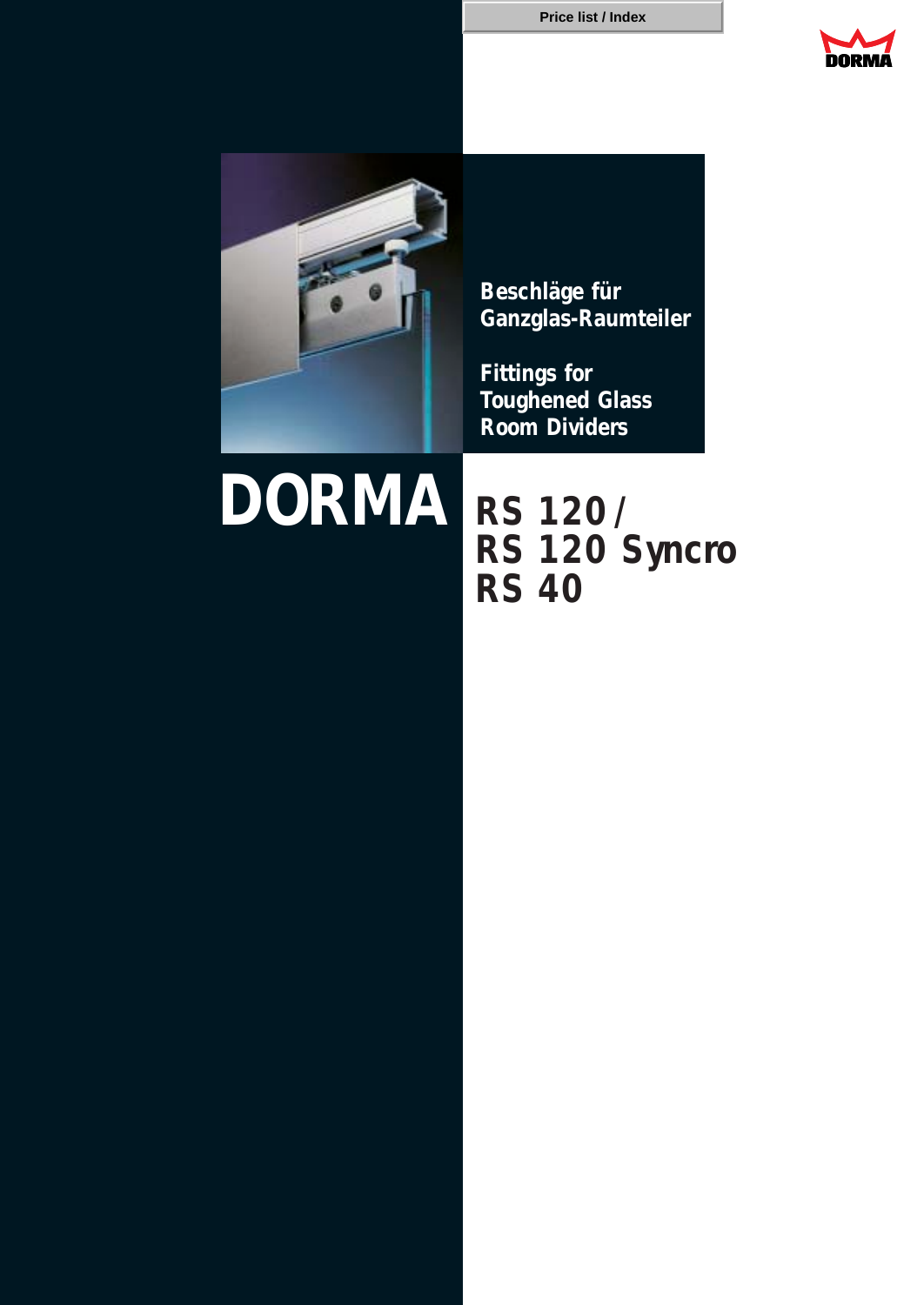Price list / Index

DORMA

Beschläge für Ganzglas-Raumteiler

Fittings for Toughened Glass Room Dividers

# DORMA

# RS 120 / RS 120 Syncro RS 40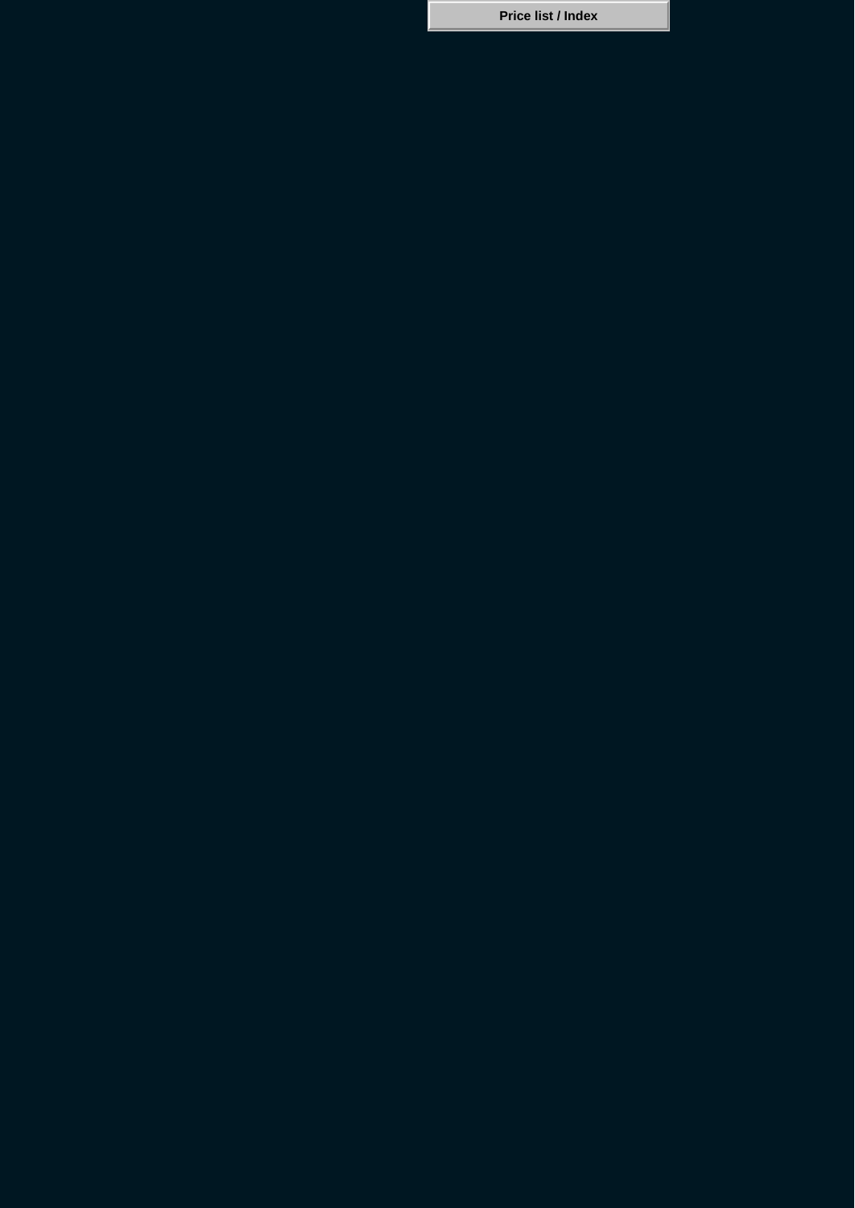Price list / Index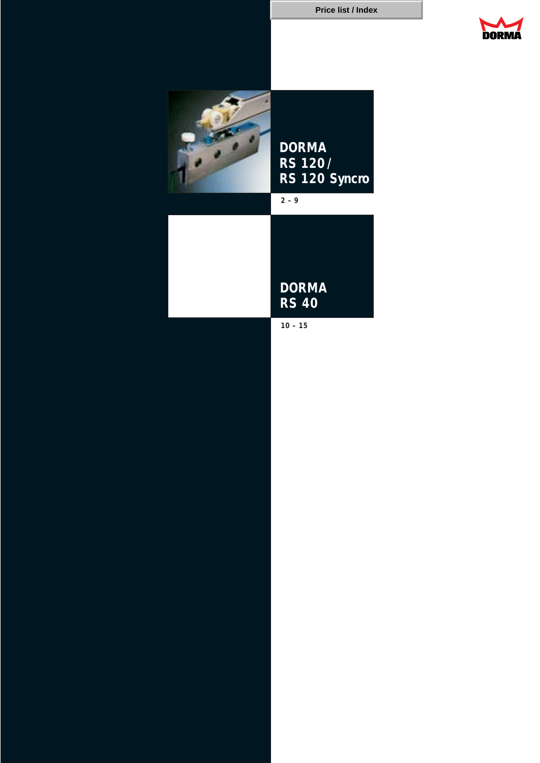Price list / Index

DORMA

## DORMA RS 120 / RS 120 Syncro

2 – 9

## DORMA RS 40

10 – 15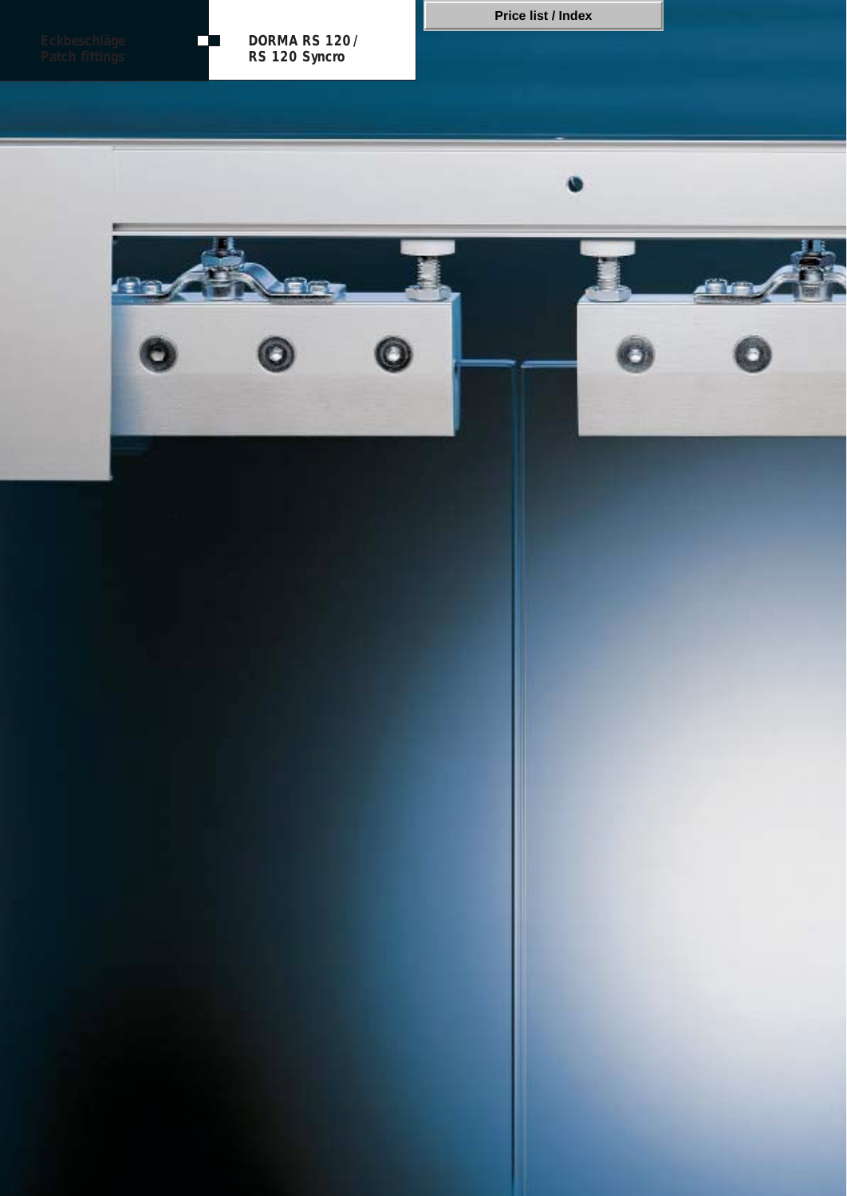Eckbeschläge
Patch fittings

Price list / Index

**DORMA RS 120 / RS 120 Syncro**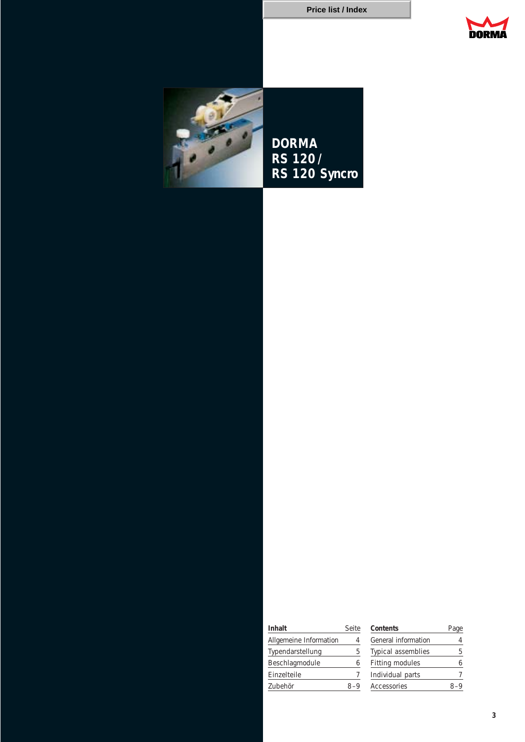Price list / Index

# DORMA RS 120 / RS 120 Syncro

| Inhalt | Seite |
|---|---|
| Allgemeine Information | 4 |
| Typendarstellung | 5 |
| Beschlagmodule | 6 |
| Einzelteile | 7 |
| Zubehör | 8–9 |

| Contents | Page |
|---|---|
| General information | 4 |
| Typical assemblies | 5 |
| Fitting modules | 6 |
| Individual parts | 7 |
| Accessories | 8–9 |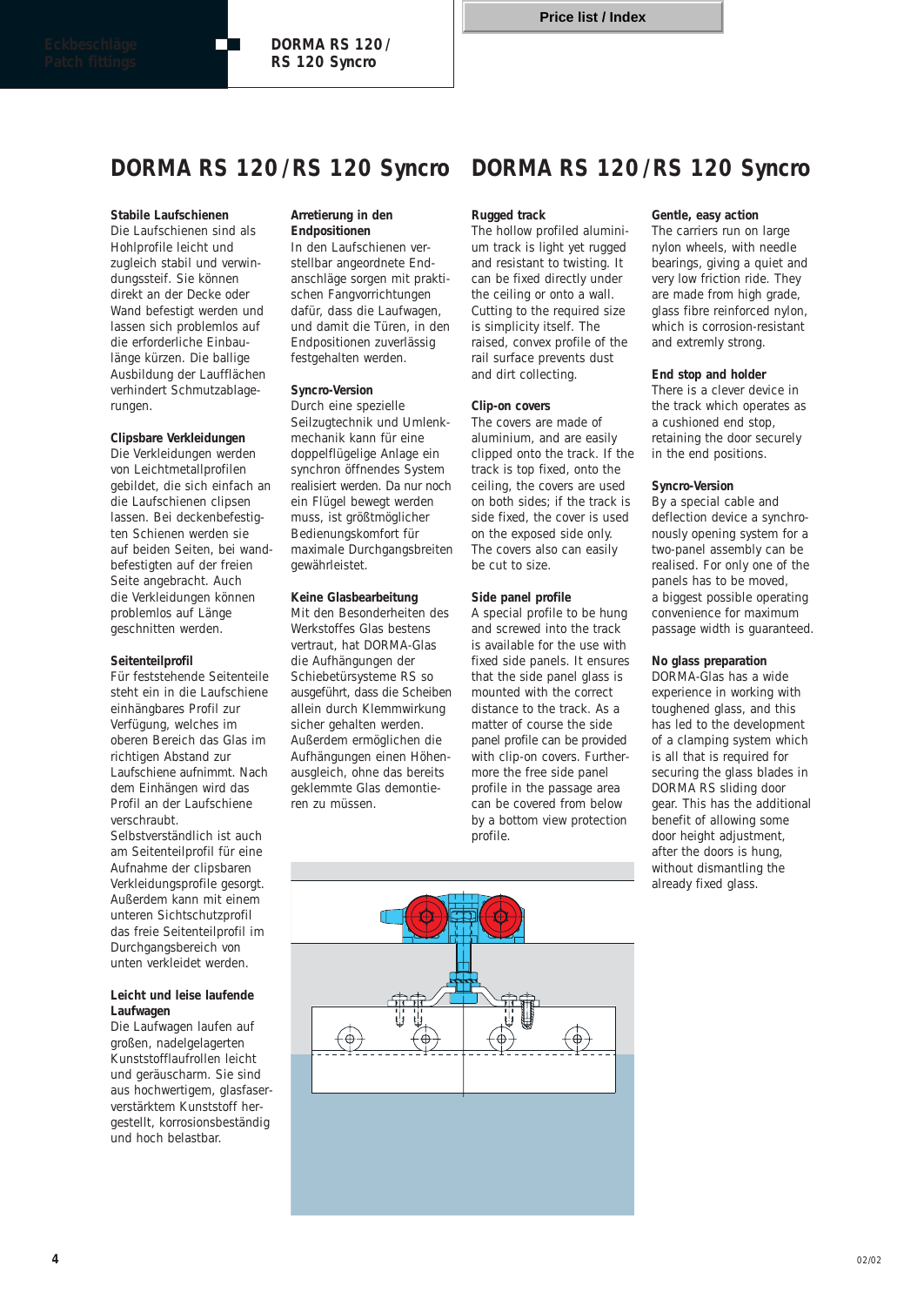# DORMA RS 120 / RS 120 Syncro

**Stabile Laufschienen**
Die Laufschienen sind als Hohlprofile leicht und zugleich stabil und verwindungssteif. Sie können direkt an der Decke oder Wand befestigt werden und lassen sich problemlos auf die erforderliche Einbaulänge kürzen. Die ballige Ausbildung der Laufflächen verhindert Schmutzablagerungen.

**Clipsbare Verkleidungen**
Die Verkleidungen werden von Leichtmetallprofilen gebildet, die sich einfach an die Laufschienen clipsen lassen. Bei deckenbefestigten Schienen werden sie auf beiden Seiten, bei wandbefestigten auf der freien Seite angebracht. Auch die Verkleidungen können problemlos auf Länge geschnitten werden.

**Seitenteilprofil**
Für feststehende Seitenteile steht ein in die Laufschiene einhängbares Profil zur Verfügung, welches im oberen Bereich das Glas im richtigen Abstand zur Laufschiene aufnimmt. Nach dem Einhängen wird das Profil an der Laufschiene verschraubt.
Selbstverständlich ist auch am Seitenteilprofil für eine Aufnahme der clipsbaren Verkleidungsprofile gesorgt. Außerdem kann mit einem unteren Sichtschutzprofil das freie Seitenteilprofil im Durchgangsbereich von unten verkleidet werden.

**Leicht und leise laufende Laufwagen**
Die Laufwagen laufen auf großen, nadelgelagerten Kunststofflaufrollen leicht und geräuscharm. Sie sind aus hochwertigem, glasfaserverstärktem Kunststoff hergestellt, korrosionsbeständig und hoch belastbar.

**Arretierung in den Endpositionen**
In den Laufschienen verstellbar angeordnete Endanschläge sorgen mit praktischen Fangvorrichtungen dafür, dass die Laufwagen, und damit die Türen, in den Endpositionen zuverlässig festgehalten werden.

**Syncro-Version**
Durch eine spezielle Seilzugtechnik und Umlenkmechanik kann für eine doppelflügelige Anlage ein synchron öffnendes System realisiert werden. Da nur noch ein Flügel bewegt werden muss, ist größtmöglicher Bedienungskomfort für maximale Durchgangsbreiten gewährleistet.

**Keine Glasbearbeitung**
Mit den Besonderheiten des Werkstoffes Glas bestens vertraut, hat DORMA-Glas die Aufhängungen der Schiebetürsysteme RS so ausgeführt, dass die Scheiben allein durch Klemmwirkung sicher gehalten werden. Außerdem ermöglichen die Aufhängungen einen Höhenausgleich, ohne das bereits geklemmte Glas demontieren zu müssen.

# DORMA RS 120 / RS 120 Syncro

**Rugged track**
The hollow profiled aluminium track is light yet rugged and resistant to twisting. It can be fixed directly under the ceiling or onto a wall. Cutting to the required size is simplicity itself. The raised, convex profile of the rail surface prevents dust and dirt collecting.

**Clip-on covers**
The covers are made of aluminium, and are easily clipped onto the track. If the track is top fixed, onto the ceiling, the covers are used on both sides; if the track is side fixed, the cover is used on the exposed side only. The covers also can easily be cut to size.

**Side panel profile**
A special profile to be hung and screwed into the track is available for the use with fixed side panels. It ensures that the side panel glass is mounted with the correct distance to the track. As a matter of course the side panel profile can be provided with clip-on covers. Furthermore the free side panel profile in the passage area can be covered from below by a bottom view protection profile.

**Gentle, easy action**
The carriers run on large nylon wheels, with needle bearings, giving a quiet and very low friction ride. They are made from high grade, glass fibre reinforced nylon, which is corrosion-resistant and extremly strong.

**End stop and holder**
There is a clever device in the track which operates as a cushioned end stop, retaining the door securely in the end positions.

**Syncro-Version**
By a special cable and deflection device a synchronously opening system for a two-panel assembly can be realised. For only one of the panels has to be moved, a biggest possible operating convenience for maximum passage width is guaranteed.

**No glass preparation**
DORMA-Glas has a wide experience in working with toughened glass, and this has led to the development of a clamping system which is all that is required for securing the glass blades in DORMA RS sliding door gear. This has the additional benefit of allowing some door height adjustment, after the doors is hung, without dismantling the already fixed glass.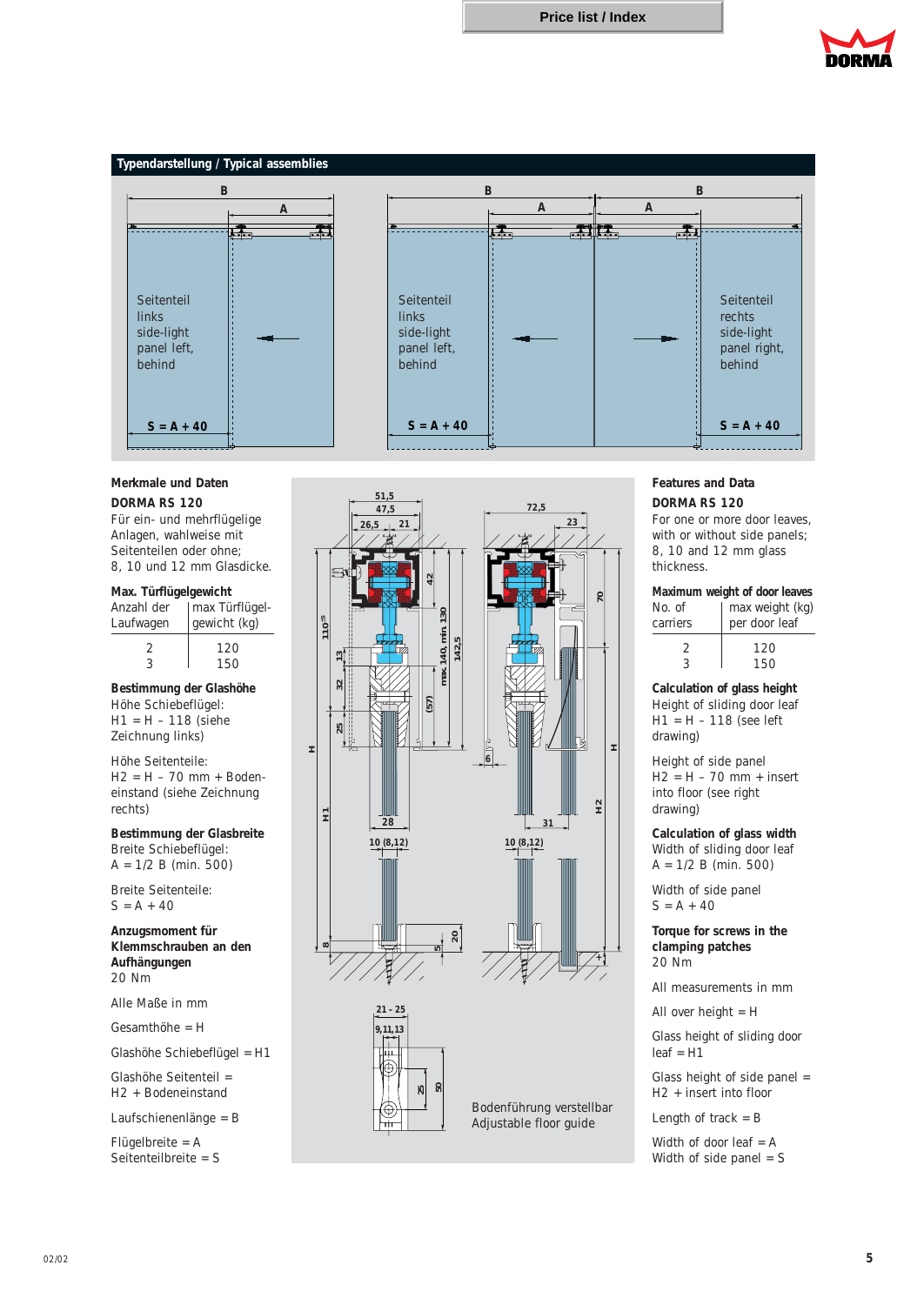Price list / Index

## Typendarstellung / Typical assemblies

B | A

Seitenteil links side-light panel left, behind

S = A + 40

B | A | A | B

Seitenteil links side-light panel left, behind

S = A + 40

Seitenteil rechts side-light panel right, behind

S = A + 40

### Merkmale und Daten

**DORMA RS 120**

Für ein- und mehrflügelige Anlagen, wahlweise mit Seitenteilen oder ohne; 8, 10 und 12 mm Glasdicke.

**Max. Türflügelgewicht**

| Anzahl der Laufwagen | max Türflügel-gewicht (kg) |
|---|---|
| 2 | 120 |
| 3 | 150 |

**Bestimmung der Glashöhe**

Höhe Schiebeflügel:
H1 = H – 118 (siehe Zeichnung links)

Höhe Seitenteile:
H2 = H – 70 mm + Bodeneinstand (siehe Zeichnung rechts)

**Bestimmung der Glasbreite**

Breite Schiebeflügel:
A = 1/2 B (min. 500)

Breite Seitenteile:
S = A + 40

**Anzugsmoment für Klemmschrauben an den Aufhängungen**

20 Nm

Alle Maße in mm

Gesamthöhe = H

Glashöhe Schiebeflügel = H1

Glashöhe Seitenteil = H2 + Bodeneinstand

Laufschienenlänge = B

Flügelbreite = A
Seitenteilbreite = S

Bodenführung verstellbar
Adjustable floor guide

### Features and Data

**DORMA RS 120**

For one or more door leaves, with or without side panels; 8, 10 and 12 mm glass thickness.

**Maximum weight of door leaves**

| No. of carriers | max weight (kg) per door leaf |
|---|---|
| 2 | 120 |
| 3 | 150 |

**Calculation of glass height**

Height of sliding door leaf
H1 = H – 118 (see left drawing)

Height of side panel
H2 = H – 70 mm + insert into floor (see right drawing)

**Calculation of glass width**

Width of sliding door leaf
A = 1/2 B (min. 500)

Width of side panel
S = A + 40

**Torque for screws in the clamping patches**

20 Nm

All measurements in mm

All over height = H

Glass height of sliding door leaf = H1

Glass height of side panel = H2 + insert into floor

Length of track = B

Width of door leaf = A
Width of side panel = S

02/02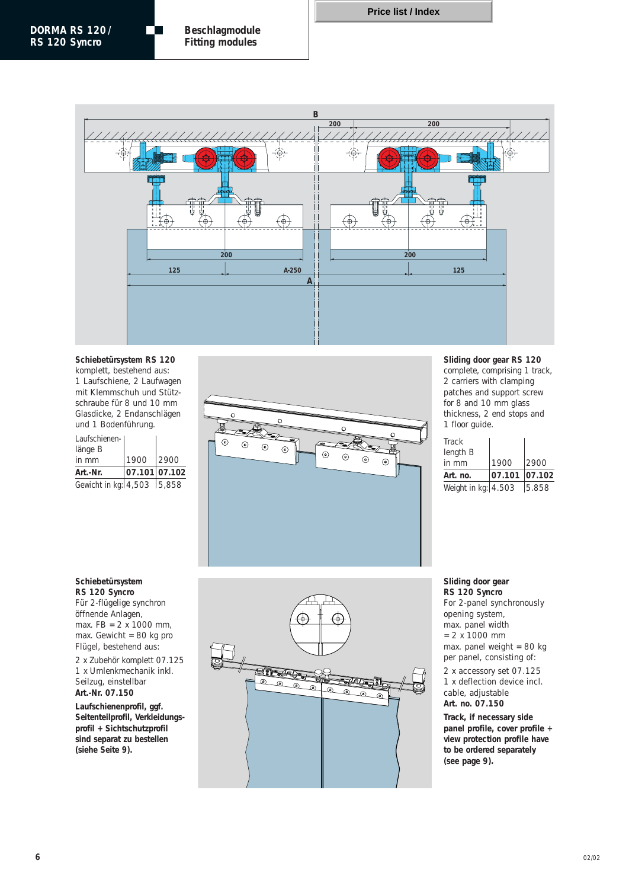**Schiebetürsystem RS 120**
komplett, bestehend aus:
1 Laufschiene, 2 Laufwagen mit Klemmschuh und Stützschraube für 8 und 10 mm Glasdicke, 2 Endanschlägen und 1 Bodenführung.

| Laufschienen-länge B in mm | 1900 | 2900 |
|---|---|---|
| **Art.-Nr.** | **07.101** | **07.102** |
| Gewicht in kg: | 4,503 | 5,858 |

**Sliding door gear RS 120**
complete, comprising 1 track, 2 carriers with clamping patches and support screw for 8 and 10 mm glass thickness, 2 end stops and 1 floor guide.

| Track length B in mm | 1900 | 2900 |
|---|---|---|
| **Art. no.** | **07.101** | **07.102** |
| Weight in kg: | 4.503 | 5.858 |

**Schiebetürsystem RS 120 Syncro**
Für 2-flügelige synchron öffnende Anlagen,
max. FB = 2 x 1000 mm,
max. Gewicht = 80 kg pro Flügel, bestehend aus:

2 x Zubehör komplett 07.125
1 x Umlenkmechanik inkl. Seilzug, einstellbar
**Art.-Nr. 07.150**

**Laufschienenprofil, ggf. Seitenteilprofil, Verkleidungsprofil + Sichtschutzprofil sind separat zu bestellen (siehe Seite 9).**

**Sliding door gear RS 120 Syncro**
For 2-panel synchronously opening system,
max. panel width = 2 x 1000 mm
max. panel weight = 80 kg per panel, consisting of:

2 x accessory set 07.125
1 x deflection device incl. cable, adjustable
**Art. no. 07.150**

**Track, if necessary side panel profile, cover profile + view protection profile have to be ordered separately (see page 9).**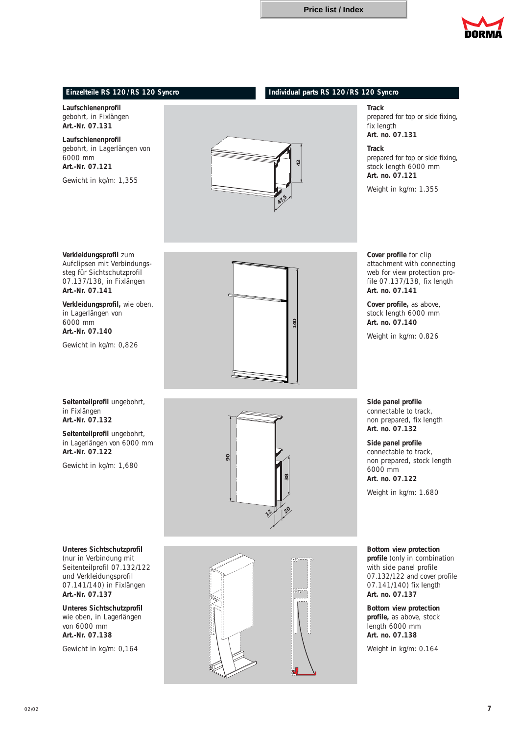## Einzelteile RS 120 / RS 120 Syncro

**Laufschienenprofil**
gebohrt, in Fixlängen
**Art.-Nr. 07.131**

**Laufschienenprofil**
gebohrt, in Lagerlängen von 6000 mm
**Art.-Nr. 07.121**

Gewicht in kg/m: 1,355

**Verkleidungsprofil** zum Aufclipsen mit Verbindungssteg für Sichtschutzprofil 07.137/138, in Fixlängen
**Art.-Nr. 07.141**

**Verkleidungsprofil,** wie oben, in Lagerlängen von 6000 mm
**Art.-Nr. 07.140**

Gewicht in kg/m: 0,826

**Seitenteilprofil** ungebohrt, in Fixlängen
**Art.-Nr. 07.132**

**Seitenteilprofil** ungebohrt, in Lagerlängen von 6000 mm
**Art.-Nr. 07.122**

Gewicht in kg/m: 1,680

**Unteres Sichtschutzprofil** (nur in Verbindung mit Seitenteilprofil 07.132/122 und Verkleidungsprofil 07.141/140) in Fixlängen
**Art.-Nr. 07.137**

**Unteres Sichtschutzprofil** wie oben, in Lagerlängen von 6000 mm
**Art.-Nr. 07.138**

Gewicht in kg/m: 0,164

## Individual parts RS 120 / RS 120 Syncro

**Track**
prepared for top or side fixing, fix length
**Art. no. 07.131**

**Track**
prepared for top or side fixing, stock length 6000 mm
**Art. no. 07.121**

Weight in kg/m: 1.355

**Cover profile** for clip attachment with connecting web for view protection profile 07.137/138, fix length
**Art. no. 07.141**

**Cover profile,** as above, stock length 6000 mm
**Art. no. 07.140**

Weight in kg/m: 0.826

**Side panel profile**
connectable to track, non prepared, fix length
**Art. no. 07.132**

**Side panel profile**
connectable to track, non prepared, stock length 6000 mm
**Art. no. 07.122**

Weight in kg/m: 1.680

**Bottom view protection profile** (only in combination with side panel profile 07.132/122 and cover profile 07.141/140) fix length
**Art. no. 07.137**

**Bottom view protection profile,** as above, stock length 6000 mm
**Art. no. 07.138**

Weight in kg/m: 0.164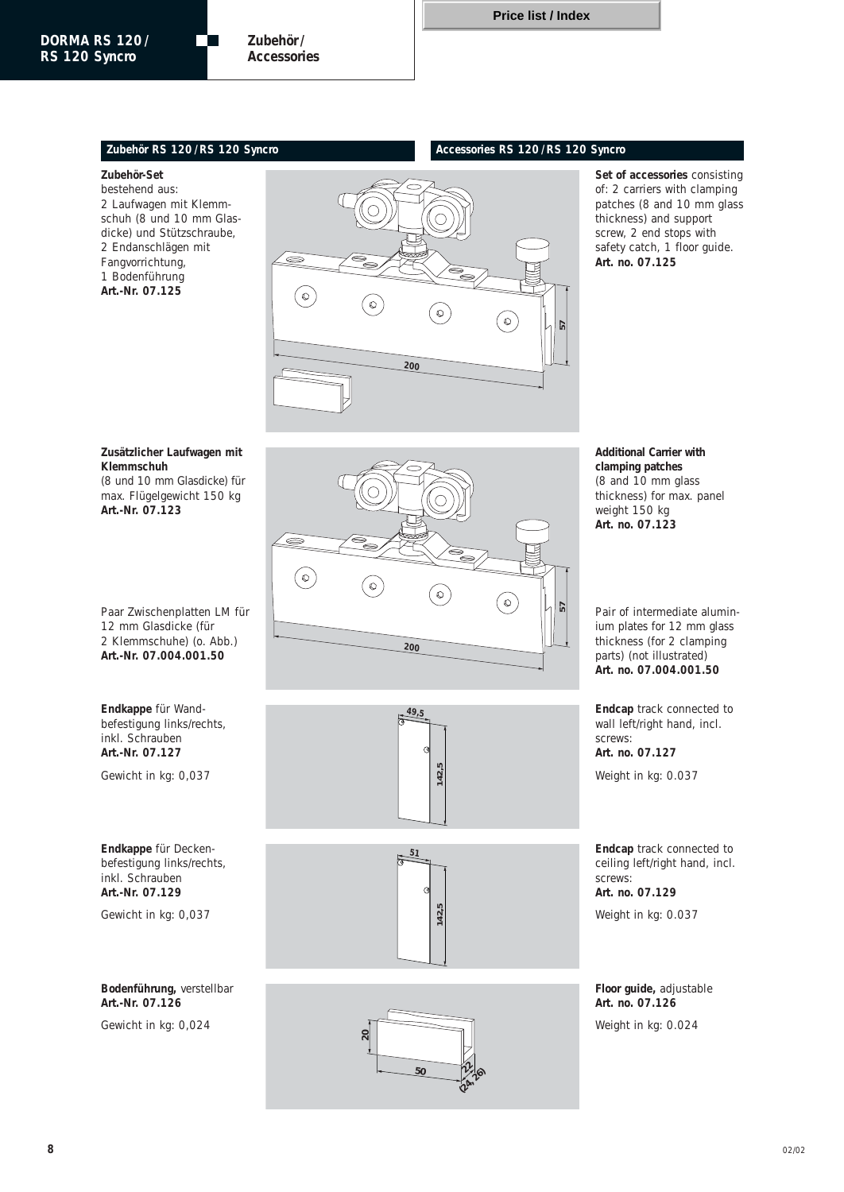## Zubehör RS 120 / RS 120 Syncro

## Accessories RS 120 / RS 120 Syncro

**Zubehör-Set**
bestehend aus:
2 Laufwagen mit Klemmschuh (8 und 10 mm Glasdicke) und Stützschraube,
2 Endanschlägen mit Fangvorrichtung,
1 Bodenführung
**Art.-Nr. 07.125**

**Set of accessories** consisting of: 2 carriers with clamping patches (8 and 10 mm glass thickness) and support screw, 2 end stops with safety catch, 1 floor guide.
**Art. no. 07.125**

**Zusätzlicher Laufwagen mit Klemmschuh**
(8 und 10 mm Glasdicke) für max. Flügelgewicht 150 kg
**Art.-Nr. 07.123**

**Additional Carrier with clamping patches**
(8 and 10 mm glass thickness) for max. panel weight 150 kg
**Art. no. 07.123**

Paar Zwischenplatten LM für 12 mm Glasdicke (für 2 Klemmschuhe) (o. Abb.)
**Art.-Nr. 07.004.001.50**

Pair of intermediate aluminium plates for 12 mm glass thickness (for 2 clamping parts) (not illustrated)
**Art. no. 07.004.001.50**

**Endkappe** für Wandbefestigung links/rechts, inkl. Schrauben
**Art.-Nr. 07.127**

Gewicht in kg: 0,037

**Endcap** track connected to wall left/right hand, incl. screws:
**Art. no. 07.127**

Weight in kg: 0.037

**Endkappe** für Deckenbefestigung links/rechts, inkl. Schrauben
**Art.-Nr. 07.129**

Gewicht in kg: 0,037

**Endcap** track connected to ceiling left/right hand, incl. screws:
**Art. no. 07.129**

Weight in kg: 0.037

**Bodenführung,** verstellbar
**Art.-Nr. 07.126**

Gewicht in kg: 0,024

**Floor guide,** adjustable
**Art. no. 07.126**

Weight in kg: 0.024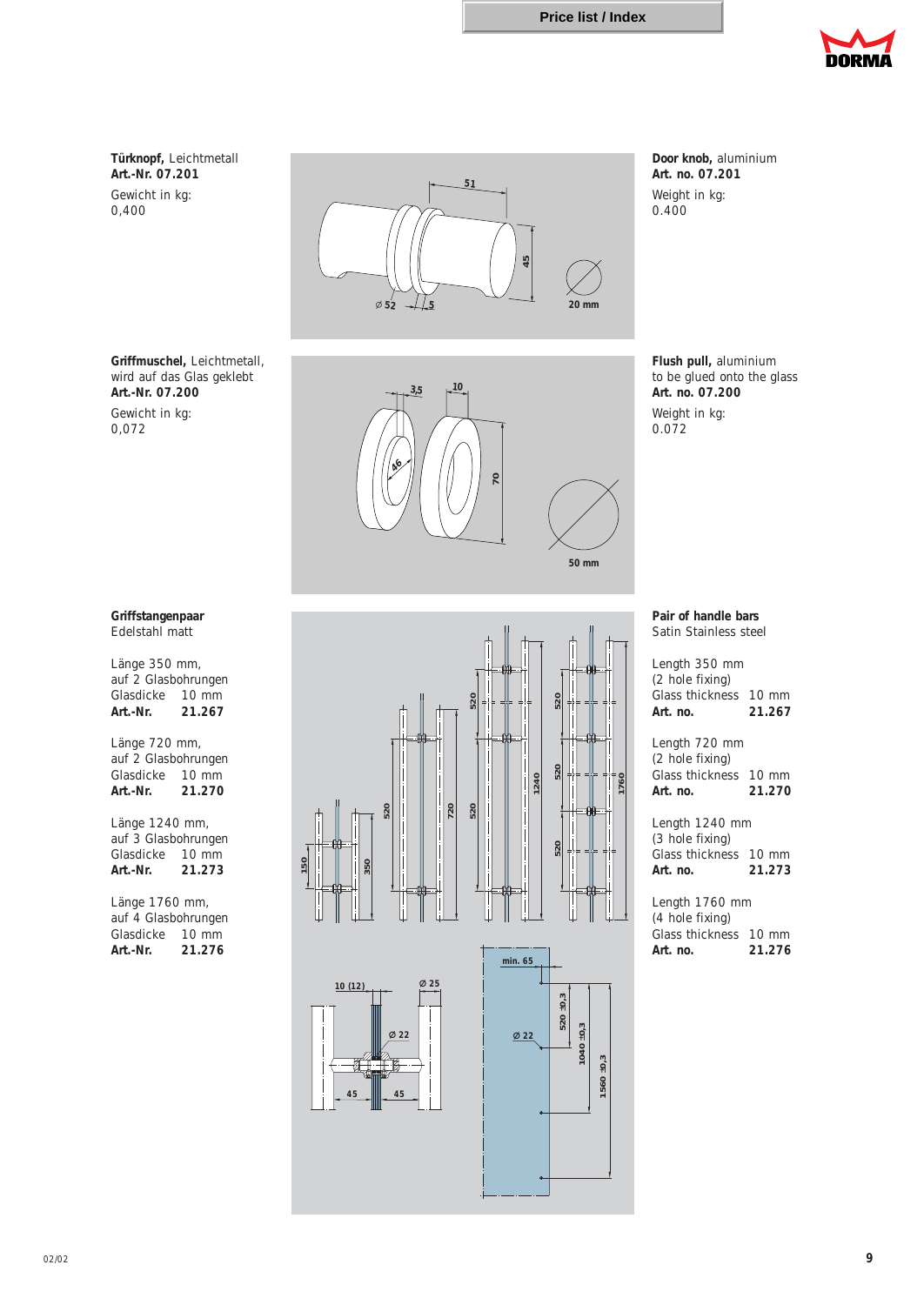**Türknopf,** Leichtmetall
**Art.-Nr. 07.201**

Gewicht in kg:
0,400

**Door knob,** aluminium
**Art. no. 07.201**

Weight in kg:
0.400

**Griffmuschel,** Leichtmetall, wird auf das Glas geklebt
**Art.-Nr. 07.200**

Gewicht in kg:
0,072

**Flush pull,** aluminium
to be glued onto the glass
**Art. no. 07.200**

Weight in kg:
0.072

**Griffstangenpaar**
Edelstahl matt

Länge 350 mm,
auf 2 Glasbohrungen
Glasdicke 10 mm
**Art.-Nr. 21.267**

Länge 720 mm,
auf 2 Glasbohrungen
Glasdicke 10 mm
**Art.-Nr. 21.270**

Länge 1240 mm,
auf 3 Glasbohrungen
Glasdicke 10 mm
**Art.-Nr. 21.273**

Länge 1760 mm,
auf 4 Glasbohrungen
Glasdicke 10 mm
**Art.-Nr. 21.276**

**Pair of handle bars**
Satin Stainless steel

Length 350 mm
(2 hole fixing)
Glass thickness 10 mm
**Art. no. 21.267**

Length 720 mm
(2 hole fixing)
Glass thickness 10 mm
**Art. no. 21.270**

Length 1240 mm
(3 hole fixing)
Glass thickness 10 mm
**Art. no. 21.273**

Length 1760 mm
(4 hole fixing)
Glass thickness 10 mm
**Art. no. 21.276**

02/02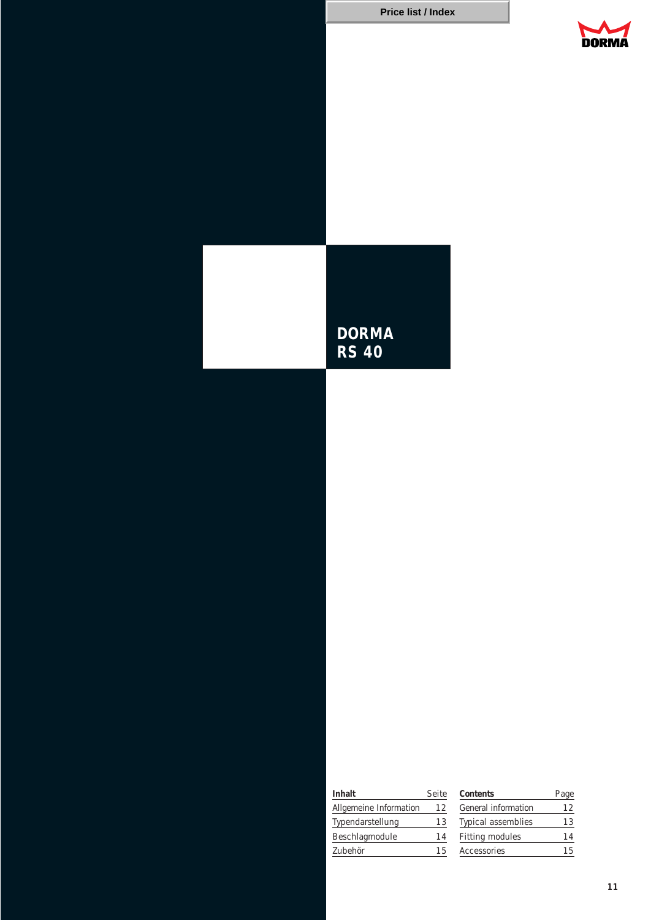# DORMA RS 40

| Inhalt | Seite |
|---|---|
| Allgemeine Information | 12 |
| Typendarstellung | 13 |
| Beschlagmodule | 14 |
| Zubehör | 15 |

| Contents | Page |
|---|---|
| General information | 12 |
| Typical assemblies | 13 |
| Fitting modules | 14 |
| Accessories | 15 |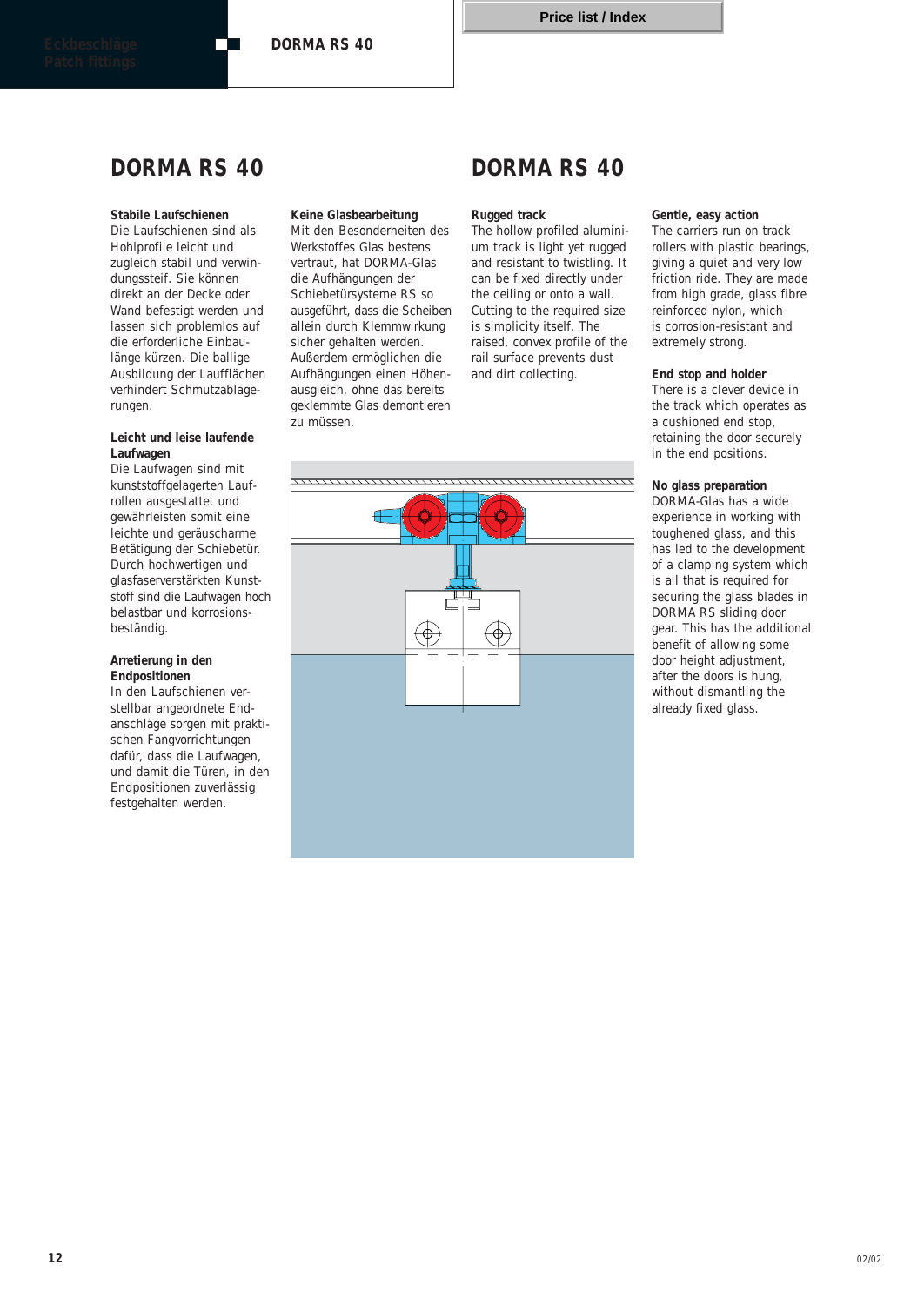# DORMA RS 40

### Stabile Laufschienen

Die Laufschienen sind als Hohlprofile leicht und zugleich stabil und verwindungssteif. Sie können direkt an der Decke oder Wand befestigt werden und lassen sich problemlos auf die erforderliche Einbaulänge kürzen. Die ballige Ausbildung der Laufflächen verhindert Schmutzablagerungen.

### Leicht und leise laufende Laufwagen

Die Laufwagen sind mit kunststoffgelagerten Laufrollen ausgestattet und gewährleisten somit eine leichte und geräuscharme Betätigung der Schiebetür. Durch hochwertigen und glasfaserverstärkten Kunststoff sind die Laufwagen hoch belastbar und korrosionsbeständig.

### Arretierung in den Endpositionen

In den Laufschienen verstellbar angeordnete Endanschläge sorgen mit praktischen Fangvorrichtungen dafür, dass die Laufwagen, und damit die Türen, in den Endpositionen zuverlässig festgehalten werden.

### Keine Glasbearbeitung

Mit den Besonderheiten des Werkstoffes Glas bestens vertraut, hat DORMA-Glas die Aufhängungen der Schiebetürsysteme RS so ausgeführt, dass die Scheiben allein durch Klemmwirkung sicher gehalten werden. Außerdem ermöglichen die Aufhängungen einen Höhenausgleich, ohne das bereits geklemmte Glas demontieren zu müssen.

# DORMA RS 40

### Rugged track

The hollow profiled aluminium track is light yet rugged and resistant to twistling. It can be fixed directly under the ceiling or onto a wall. Cutting to the required size is simplicity itself. The raised, convex profile of the rail surface prevents dust and dirt collecting.

### Gentle, easy action

The carriers run on track rollers with plastic bearings, giving a quiet and very low friction ride. They are made from high grade, glass fibre reinforced nylon, which is corrosion-resistant and extremely strong.

### End stop and holder

There is a clever device in the track which operates as a cushioned end stop, retaining the door securely in the end positions.

### No glass preparation

DORMA-Glas has a wide experience in working with toughened glass, and this has led to the development of a clamping system which is all that is required for securing the glass blades in DORMA RS sliding door gear. This has the additional benefit of allowing some door height adjustment, after the doors is hung, without dismantling the already fixed glass.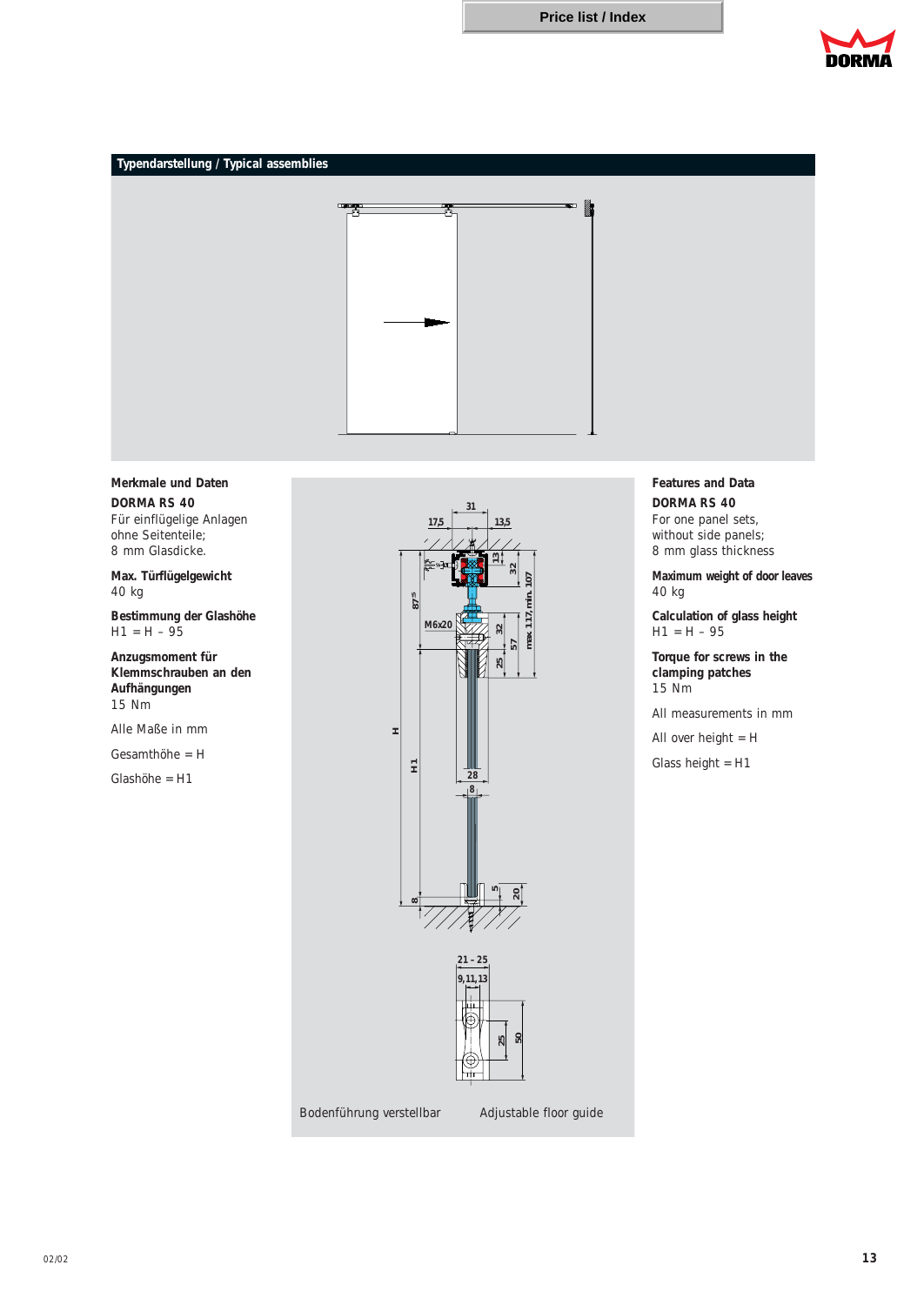Price list / Index

## Typendarstellung / Typical assemblies

### Merkmale und Daten

**DORMA RS 40**
Für einflügelige Anlagen ohne Seitenteile;
8 mm Glasdicke.

**Max. Türflügelgewicht**
40 kg

**Bestimmung der Glashöhe**
H1 = H – 95

**Anzugsmoment für Klemmschrauben an den Aufhängungen**
15 Nm

Alle Maße in mm

Gesamthöhe = H

Glashöhe = H1

### Features and Data

**DORMA RS 40**
For one panel sets,
without side panels;
8 mm glass thickness

**Maximum weight of door leaves**
40 kg

**Calculation of glass height**
H1 = H – 95

**Torque for screws in the clamping patches**
15 Nm

All measurements in mm

All over height = H

Glass height = H1

Bodenführung verstellbar — Adjustable floor guide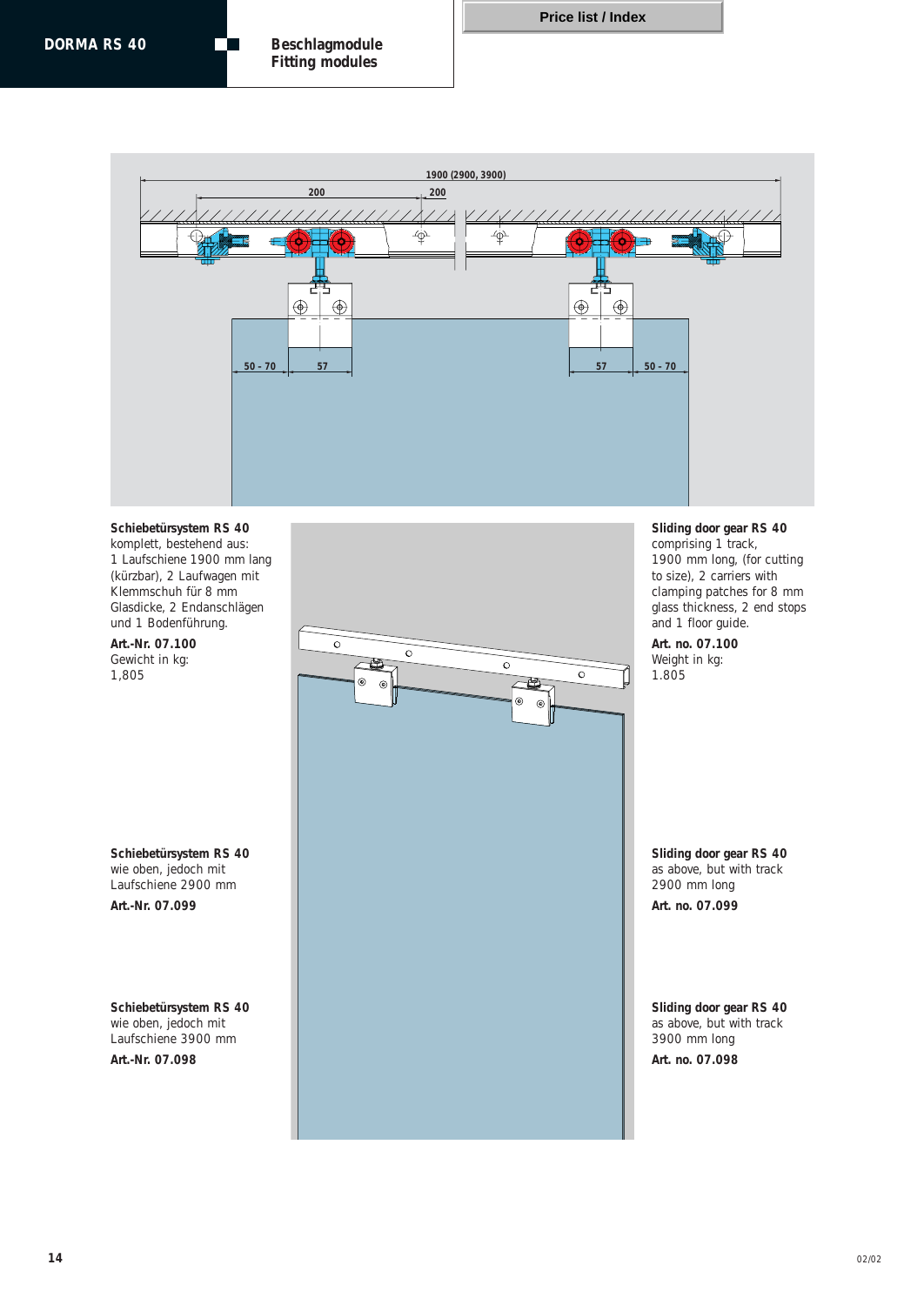# Beschlagmodule
# Fitting modules

Price list / Index

**Schiebetürsystem RS 40**
komplett, bestehend aus:
1 Laufschiene 1900 mm lang (kürzbar), 2 Laufwagen mit Klemmschuh für 8 mm Glasdicke, 2 Endanschlägen und 1 Bodenführung.

**Art.-Nr. 07.100**
Gewicht in kg:
1,805

**Sliding door gear RS 40**
comprising 1 track, 1900 mm long, (for cutting to size), 2 carriers with clamping patches for 8 mm glass thickness, 2 end stops and 1 floor guide.

**Art. no. 07.100**
Weight in kg:
1.805

**Schiebetürsystem RS 40**
wie oben, jedoch mit Laufschiene 2900 mm

**Art.-Nr. 07.099**

**Sliding door gear RS 40**
as above, but with track 2900 mm long

**Art. no. 07.099**

**Schiebetürsystem RS 40**
wie oben, jedoch mit Laufschiene 3900 mm

**Art.-Nr. 07.098**

**Sliding door gear RS 40**
as above, but with track 3900 mm long

**Art. no. 07.098**

02/02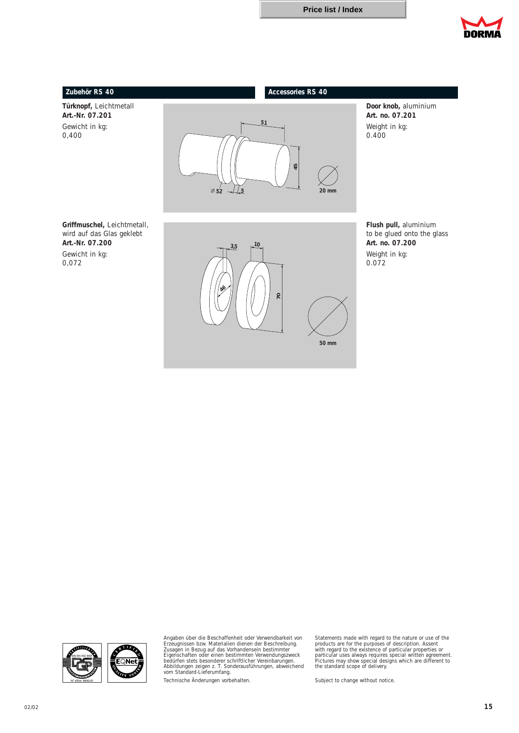## Zubehör RS 40

## Accessories RS 40

**Türknopf,** Leichtmetall
**Art.-Nr. 07.201**
Gewicht in kg:
0,400

**Door knob,** aluminium
**Art. no. 07.201**
Weight in kg:
0.400

**Griffmuschel,** Leichtmetall, wird auf das Glas geklebt
**Art.-Nr. 07.200**
Gewicht in kg:
0,072

**Flush pull,** aluminium
to be glued onto the glass
**Art. no. 07.200**
Weight in kg:
0.072

Angaben über die Beschaffenheit oder Verwendbarkeit von Erzeugnissen bzw. Materialien dienen der Beschreibung. Zusagen in Bezug auf das Vorhandensein bestimmter Eigenschaften oder einen bestimmten Verwendungszweck bedürfen stets besonderer schriftlicher Vereinbarungen. Abbildungen zeigen z. T. Sonderausführungen, abweichend vom Standard-Lieferumfang.

Technische Änderungen vorbehalten.

Statements made with regard to the nature or use of the products are for the purposes of description. Assent with regard to the existence of particular properties or particular uses always requires special written agreement. Pictures may show special designs which are different to the standard scope of delivery.

Subject to change without notice.

02/02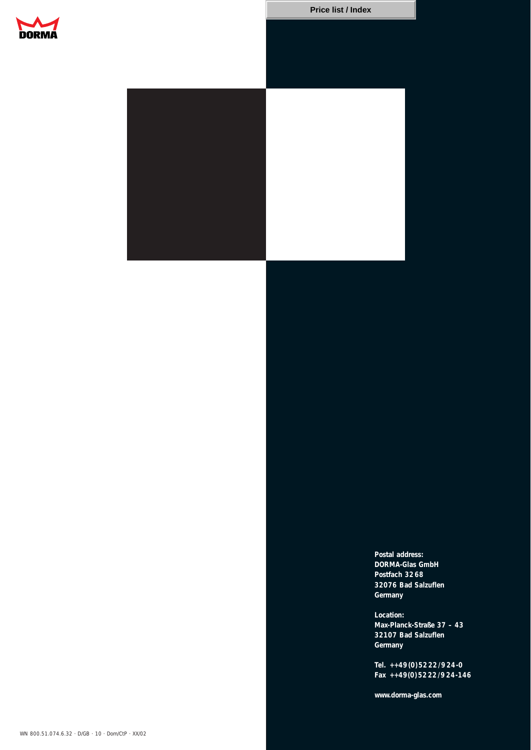Price list / Index

DORMA

**Postal address:**
**DORMA-Glas GmbH**
**Postfach 32 68**
**32076 Bad Salzuflen**
**Germany**

**Location:**
**Max-Planck-Straße 37 – 43**
**32107 Bad Salzuflen**
**Germany**

**Tel. ++49 (0) 52 22 / 9 24-0**
**Fax ++49 (0) 52 22 / 9 24-146**

**www.dorma-glas.com**

WN 800.51.074.6.32 · D/GB · 10 · Dom/CtP · XX/02